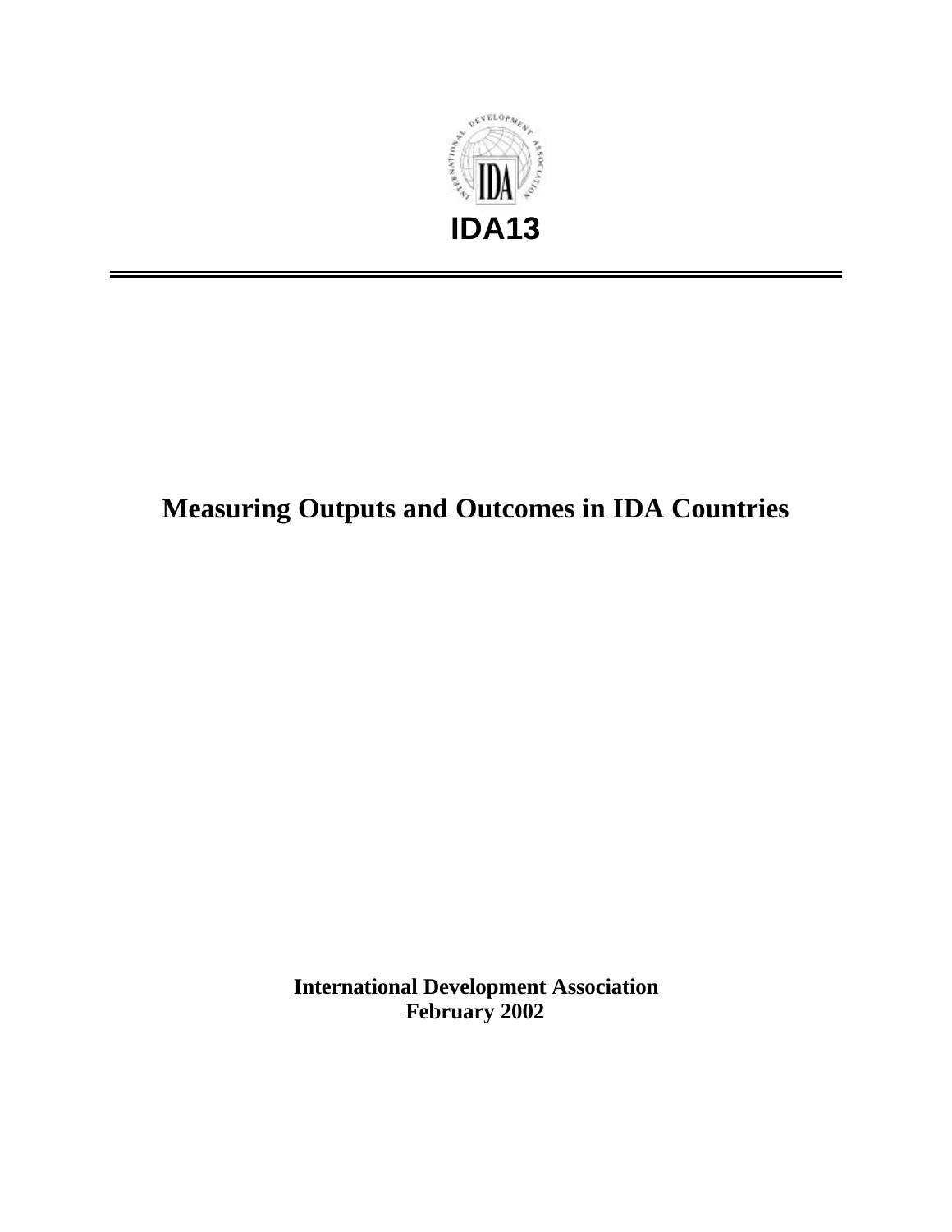# IDA13

---

# Measuring Outputs and Outcomes in IDA Countries

**International Development Association**
**February 2002**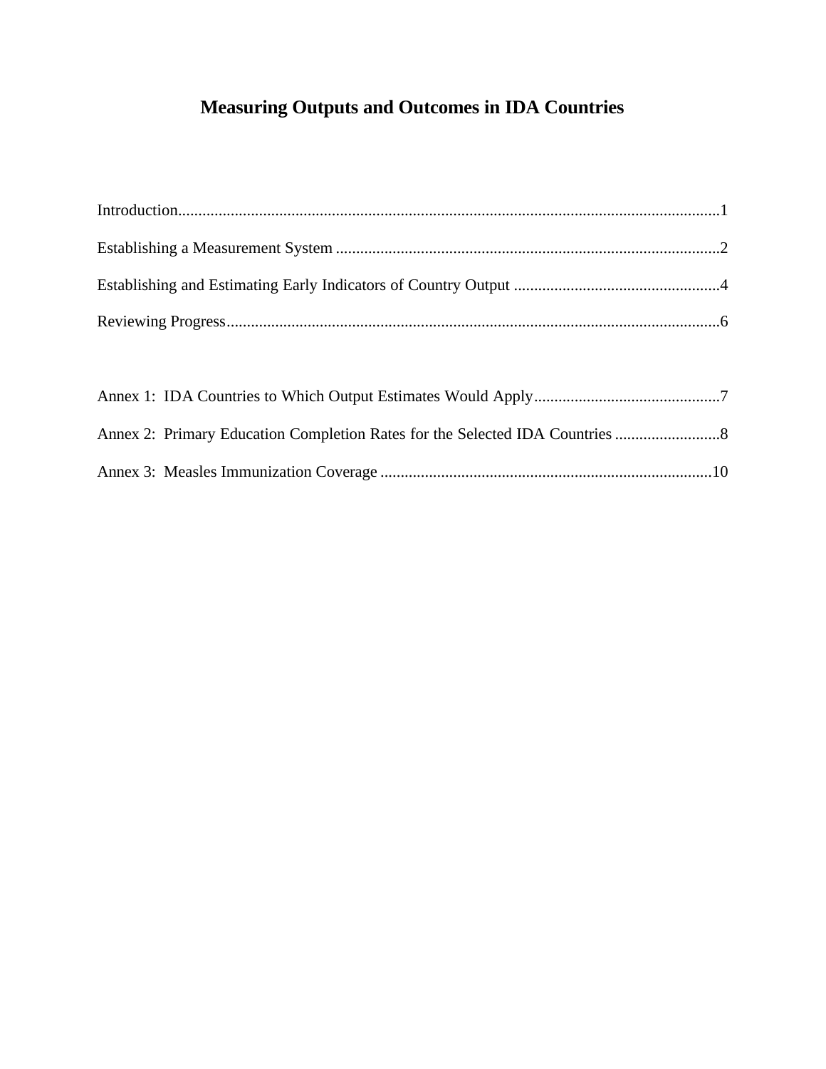# Measuring Outputs and Outcomes in IDA Countries

Introduction....................................................................................................................................1

Establishing a Measurement System ..............................................................................................2

Establishing and Estimating Early Indicators of Country Output ...................................................4

Reviewing Progress.........................................................................................................................6

Annex 1: IDA Countries to Which Output Estimates Would Apply.............................................7

Annex 2: Primary Education Completion Rates for the Selected IDA Countries ..........................8

Annex 3: Measles Immunization Coverage .................................................................................10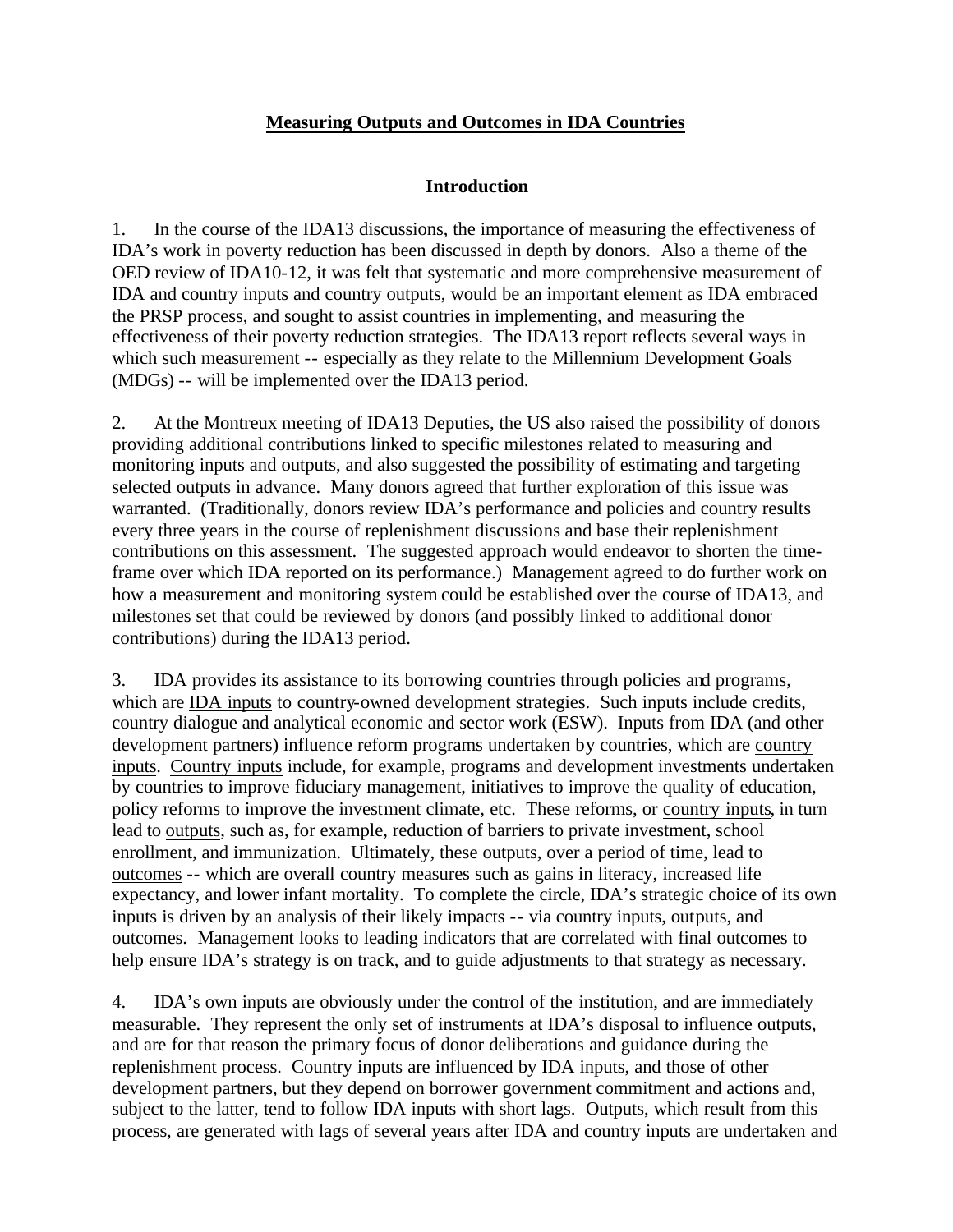# **Measuring Outputs and Outcomes in IDA Countries**

## **Introduction**

1. In the course of the IDA13 discussions, the importance of measuring the effectiveness of IDA's work in poverty reduction has been discussed in depth by donors. Also a theme of the OED review of IDA10-12, it was felt that systematic and more comprehensive measurement of IDA and country inputs and country outputs, would be an important element as IDA embraced the PRSP process, and sought to assist countries in implementing, and measuring the effectiveness of their poverty reduction strategies. The IDA13 report reflects several ways in which such measurement -- especially as they relate to the Millennium Development Goals (MDGs) -- will be implemented over the IDA13 period.

2. At the Montreux meeting of IDA13 Deputies, the US also raised the possibility of donors providing additional contributions linked to specific milestones related to measuring and monitoring inputs and outputs, and also suggested the possibility of estimating and targeting selected outputs in advance. Many donors agreed that further exploration of this issue was warranted. (Traditionally, donors review IDA's performance and policies and country results every three years in the course of replenishment discussions and base their replenishment contributions on this assessment. The suggested approach would endeavor to shorten the time-frame over which IDA reported on its performance.) Management agreed to do further work on how a measurement and monitoring system could be established over the course of IDA13, and milestones set that could be reviewed by donors (and possibly linked to additional donor contributions) during the IDA13 period.

3. IDA provides its assistance to its borrowing countries through policies and programs, which are <u>IDA inputs</u> to country-owned development strategies. Such inputs include credits, country dialogue and analytical economic and sector work (ESW). Inputs from IDA (and other development partners) influence reform programs undertaken by countries, which are <u>country inputs</u>. <u>Country inputs</u> include, for example, programs and development investments undertaken by countries to improve fiduciary management, initiatives to improve the quality of education, policy reforms to improve the investment climate, etc. These reforms, or <u>country inputs</u>, in turn lead to <u>outputs</u>, such as, for example, reduction of barriers to private investment, school enrollment, and immunization. Ultimately, these outputs, over a period of time, lead to <u>outcomes</u> -- which are overall country measures such as gains in literacy, increased life expectancy, and lower infant mortality. To complete the circle, IDA's strategic choice of its own inputs is driven by an analysis of their likely impacts -- via country inputs, outputs, and outcomes. Management looks to leading indicators that are correlated with final outcomes to help ensure IDA's strategy is on track, and to guide adjustments to that strategy as necessary.

4. IDA's own inputs are obviously under the control of the institution, and are immediately measurable. They represent the only set of instruments at IDA's disposal to influence outputs, and are for that reason the primary focus of donor deliberations and guidance during the replenishment process. Country inputs are influenced by IDA inputs, and those of other development partners, but they depend on borrower government commitment and actions and, subject to the latter, tend to follow IDA inputs with short lags. Outputs, which result from this process, are generated with lags of several years after IDA and country inputs are undertaken and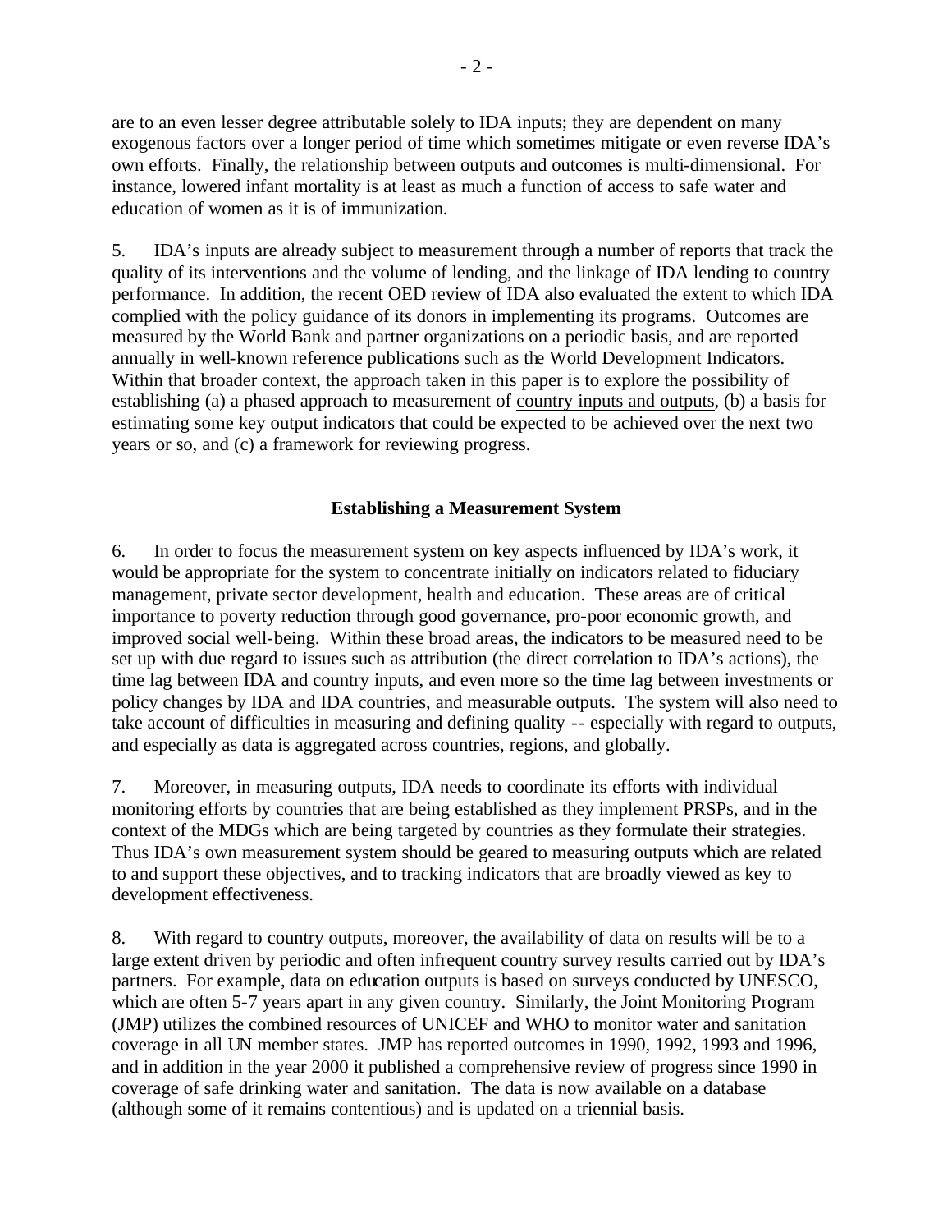are to an even lesser degree attributable solely to IDA inputs; they are dependent on many exogenous factors over a longer period of time which sometimes mitigate or even reverse IDA's own efforts. Finally, the relationship between outputs and outcomes is multi-dimensional. For instance, lowered infant mortality is at least as much a function of access to safe water and education of women as it is of immunization.

5. IDA's inputs are already subject to measurement through a number of reports that track the quality of its interventions and the volume of lending, and the linkage of IDA lending to country performance. In addition, the recent OED review of IDA also evaluated the extent to which IDA complied with the policy guidance of its donors in implementing its programs. Outcomes are measured by the World Bank and partner organizations on a periodic basis, and are reported annually in well-known reference publications such as the World Development Indicators. Within that broader context, the approach taken in this paper is to explore the possibility of establishing (a) a phased approach to measurement of <u>country inputs and outputs</u>, (b) a basis for estimating some key output indicators that could be expected to be achieved over the next two years or so, and (c) a framework for reviewing progress.

**Establishing a Measurement System**

6. In order to focus the measurement system on key aspects influenced by IDA's work, it would be appropriate for the system to concentrate initially on indicators related to fiduciary management, private sector development, health and education. These areas are of critical importance to poverty reduction through good governance, pro-poor economic growth, and improved social well-being. Within these broad areas, the indicators to be measured need to be set up with due regard to issues such as attribution (the direct correlation to IDA's actions), the time lag between IDA and country inputs, and even more so the time lag between investments or policy changes by IDA and IDA countries, and measurable outputs. The system will also need to take account of difficulties in measuring and defining quality -- especially with regard to outputs, and especially as data is aggregated across countries, regions, and globally.

7. Moreover, in measuring outputs, IDA needs to coordinate its efforts with individual monitoring efforts by countries that are being established as they implement PRSPs, and in the context of the MDGs which are being targeted by countries as they formulate their strategies. Thus IDA's own measurement system should be geared to measuring outputs which are related to and support these objectives, and to tracking indicators that are broadly viewed as key to development effectiveness.

8. With regard to country outputs, moreover, the availability of data on results will be to a large extent driven by periodic and often infrequent country survey results carried out by IDA's partners. For example, data on education outputs is based on surveys conducted by UNESCO, which are often 5-7 years apart in any given country. Similarly, the Joint Monitoring Program (JMP) utilizes the combined resources of UNICEF and WHO to monitor water and sanitation coverage in all UN member states. JMP has reported outcomes in 1990, 1992, 1993 and 1996, and in addition in the year 2000 it published a comprehensive review of progress since 1990 in coverage of safe drinking water and sanitation. The data is now available on a database (although some of it remains contentious) and is updated on a triennial basis.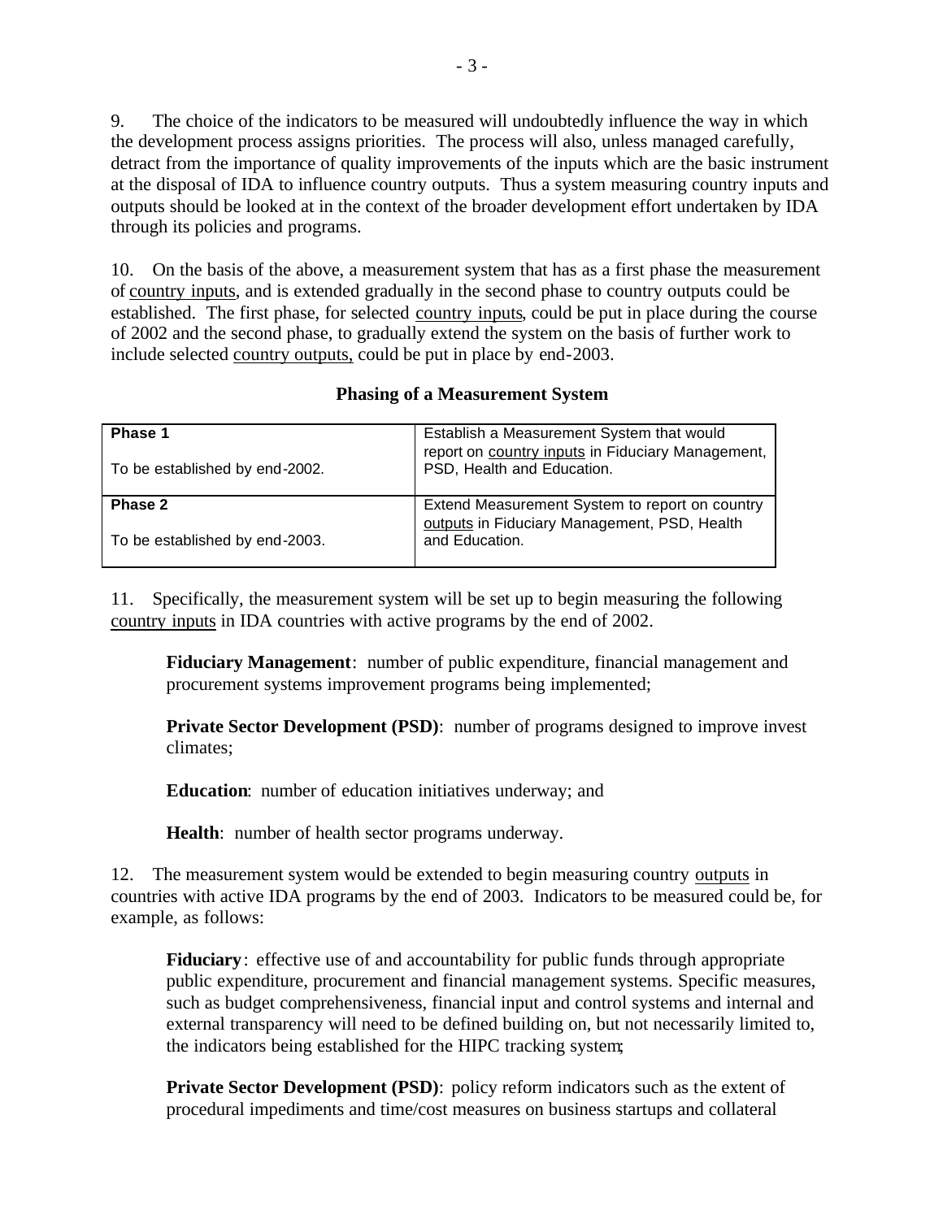9. The choice of the indicators to be measured will undoubtedly influence the way in which the development process assigns priorities. The process will also, unless managed carefully, detract from the importance of quality improvements of the inputs which are the basic instrument at the disposal of IDA to influence country outputs. Thus a system measuring country inputs and outputs should be looked at in the context of the broader development effort undertaken by IDA through its policies and programs.

10. On the basis of the above, a measurement system that has as a first phase the measurement of <u>country inputs</u>, and is extended gradually in the second phase to country outputs could be established. The first phase, for selected <u>country inputs</u>, could be put in place during the course of 2002 and the second phase, to gradually extend the system on the basis of further work to include selected <u>country outputs,</u> could be put in place by end-2003.

**Phasing of a Measurement System**

| | |
|---|---|
| **Phase 1**<br><br>To be established by end-2002. | Establish a Measurement System that would report on <u>country inputs</u> in Fiduciary Management, PSD, Health and Education. |
| **Phase 2**<br><br>To be established by end-2003. | Extend Measurement System to report on country <u>outputs</u> in Fiduciary Management, PSD, Health and Education. |

11. Specifically, the measurement system will be set up to begin measuring the following <u>country inputs</u> in IDA countries with active programs by the end of 2002.

> **Fiduciary Management**: number of public expenditure, financial management and procurement systems improvement programs being implemented;
>
> **Private Sector Development (PSD)**: number of programs designed to improve invest climates;
>
> **Education**: number of education initiatives underway; and
>
> **Health**: number of health sector programs underway.

12. The measurement system would be extended to begin measuring country <u>outputs</u> in countries with active IDA programs by the end of 2003. Indicators to be measured could be, for example, as follows:

> **Fiduciary**: effective use of and accountability for public funds through appropriate public expenditure, procurement and financial management systems. Specific measures, such as budget comprehensiveness, financial input and control systems and internal and external transparency will need to be defined building on, but not necessarily limited to, the indicators being established for the HIPC tracking system;
>
> **Private Sector Development (PSD)**: policy reform indicators such as the extent of procedural impediments and time/cost measures on business startups and collateral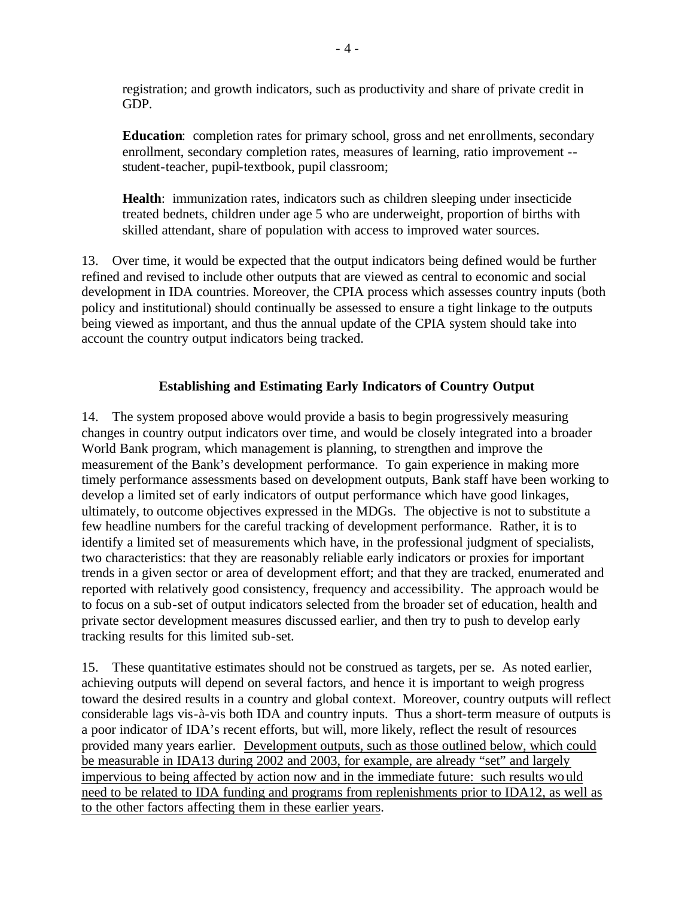registration; and growth indicators, such as productivity and share of private credit in GDP.

**Education**: completion rates for primary school, gross and net enrollments, secondary enrollment, secondary completion rates, measures of learning, ratio improvement -- student-teacher, pupil-textbook, pupil classroom;

**Health**: immunization rates, indicators such as children sleeping under insecticide treated bednets, children under age 5 who are underweight, proportion of births with skilled attendant, share of population with access to improved water sources.

13. Over time, it would be expected that the output indicators being defined would be further refined and revised to include other outputs that are viewed as central to economic and social development in IDA countries. Moreover, the CPIA process which assesses country inputs (both policy and institutional) should continually be assessed to ensure a tight linkage to the outputs being viewed as important, and thus the annual update of the CPIA system should take into account the country output indicators being tracked.

### Establishing and Estimating Early Indicators of Country Output

14. The system proposed above would provide a basis to begin progressively measuring changes in country output indicators over time, and would be closely integrated into a broader World Bank program, which management is planning, to strengthen and improve the measurement of the Bank's development performance. To gain experience in making more timely performance assessments based on development outputs, Bank staff have been working to develop a limited set of early indicators of output performance which have good linkages, ultimately, to outcome objectives expressed in the MDGs. The objective is not to substitute a few headline numbers for the careful tracking of development performance. Rather, it is to identify a limited set of measurements which have, in the professional judgment of specialists, two characteristics: that they are reasonably reliable early indicators or proxies for important trends in a given sector or area of development effort; and that they are tracked, enumerated and reported with relatively good consistency, frequency and accessibility. The approach would be to focus on a sub-set of output indicators selected from the broader set of education, health and private sector development measures discussed earlier, and then try to push to develop early tracking results for this limited sub-set.

15. These quantitative estimates should not be construed as targets, per se. As noted earlier, achieving outputs will depend on several factors, and hence it is important to weigh progress toward the desired results in a country and global context. Moreover, country outputs will reflect considerable lags vis-à-vis both IDA and country inputs. Thus a short-term measure of outputs is a poor indicator of IDA's recent efforts, but will, more likely, reflect the result of resources provided many years earlier. <u>Development outputs, such as those outlined below, which could be measurable in IDA13 during 2002 and 2003, for example, are already "set" and largely impervious to being affected by action now and in the immediate future: such results would need to be related to IDA funding and programs from replenishments prior to IDA12, as well as to the other factors affecting them in these earlier years</u>.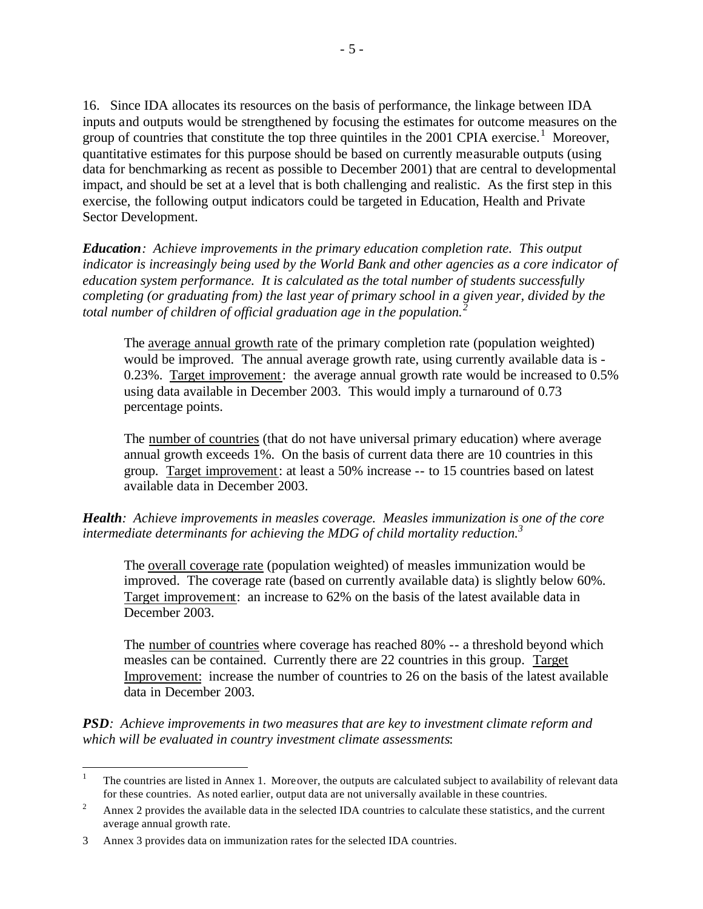16. Since IDA allocates its resources on the basis of performance, the linkage between IDA inputs and outputs would be strengthened by focusing the estimates for outcome measures on the group of countries that constitute the top three quintiles in the 2001 CPIA exercise.[1] Moreover, quantitative estimates for this purpose should be based on currently measurable outputs (using data for benchmarking as recent as possible to December 2001) that are central to developmental impact, and should be set at a level that is both challenging and realistic. As the first step in this exercise, the following output indicators could be targeted in Education, Health and Private Sector Development.

***Education**: Achieve improvements in the primary education completion rate. This output indicator is increasingly being used by the World Bank and other agencies as a core indicator of education system performance. It is calculated as the total number of students successfully completing (or graduating from) the last year of primary school in a given year, divided by the total number of children of official graduation age in the population.[2]*

> The <u>average annual growth rate</u> of the primary completion rate (population weighted) would be improved. The annual average growth rate, using currently available data is -0.23%. <u>Target improvement</u>: the average annual growth rate would be increased to 0.5% using data available in December 2003. This would imply a turnaround of 0.73 percentage points.
>
> The <u>number of countries</u> (that do not have universal primary education) where average annual growth exceeds 1%. On the basis of current data there are 10 countries in this group. <u>Target improvement</u>: at least a 50% increase -- to 15 countries based on latest available data in December 2003.

***Health**: Achieve improvements in measles coverage. Measles immunization is one of the core intermediate determinants for achieving the MDG of child mortality reduction.[3]*

> The <u>overall coverage rate</u> (population weighted) of measles immunization would be improved. The coverage rate (based on currently available data) is slightly below 60%. <u>Target improvement</u>: an increase to 62% on the basis of the latest available data in December 2003.
>
> The <u>number of countries</u> where coverage has reached 80% -- a threshold beyond which measles can be contained. Currently there are 22 countries in this group. <u>Target Improvement</u>: increase the number of countries to 26 on the basis of the latest available data in December 2003.

***PSD**: Achieve improvements in two measures that are key to investment climate reform and which will be evaluated in country investment climate assessments*:

---

[1] The countries are listed in Annex 1. Moreover, the outputs are calculated subject to availability of relevant data for these countries. As noted earlier, output data are not universally available in these countries.

[2] Annex 2 provides the available data in the selected IDA countries to calculate these statistics, and the current average annual growth rate.

[3] Annex 3 provides data on immunization rates for the selected IDA countries.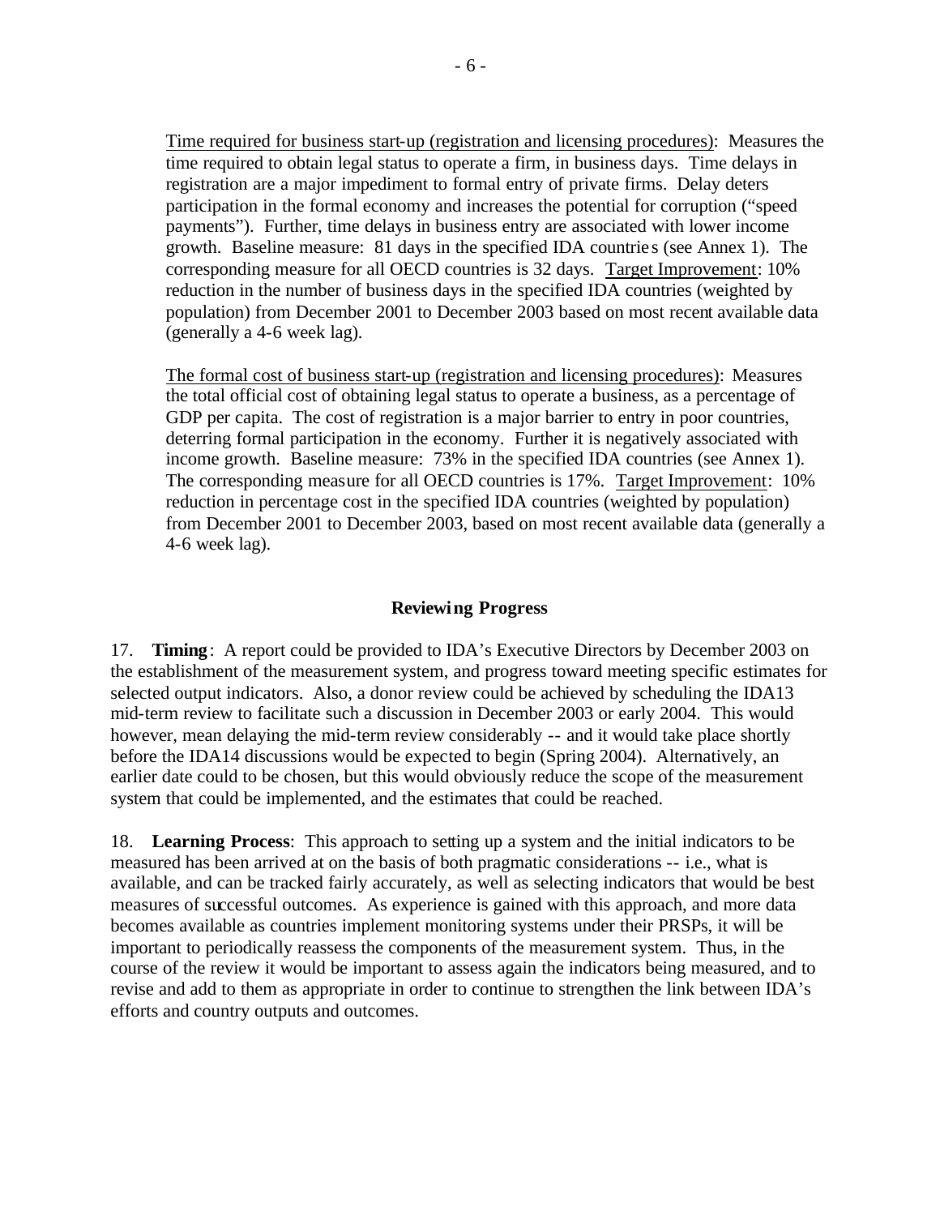Time required for business start-up (registration and licensing procedures): Measures the time required to obtain legal status to operate a firm, in business days. Time delays in registration are a major impediment to formal entry of private firms. Delay deters participation in the formal economy and increases the potential for corruption ("speed payments"). Further, time delays in business entry are associated with lower income growth. Baseline measure: 81 days in the specified IDA countries (see Annex 1). The corresponding measure for all OECD countries is 32 days. Target Improvement: 10% reduction in the number of business days in the specified IDA countries (weighted by population) from December 2001 to December 2003 based on most recent available data (generally a 4-6 week lag).

The formal cost of business start-up (registration and licensing procedures): Measures the total official cost of obtaining legal status to operate a business, as a percentage of GDP per capita. The cost of registration is a major barrier to entry in poor countries, deterring formal participation in the economy. Further it is negatively associated with income growth. Baseline measure: 73% in the specified IDA countries (see Annex 1). The corresponding measure for all OECD countries is 17%. Target Improvement: 10% reduction in percentage cost in the specified IDA countries (weighted by population) from December 2001 to December 2003, based on most recent available data (generally a 4-6 week lag).

### Reviewing Progress

17. **Timing**: A report could be provided to IDA's Executive Directors by December 2003 on the establishment of the measurement system, and progress toward meeting specific estimates for selected output indicators. Also, a donor review could be achieved by scheduling the IDA13 mid-term review to facilitate such a discussion in December 2003 or early 2004. This would however, mean delaying the mid-term review considerably -- and it would take place shortly before the IDA14 discussions would be expected to begin (Spring 2004). Alternatively, an earlier date could to be chosen, but this would obviously reduce the scope of the measurement system that could be implemented, and the estimates that could be reached.

18. **Learning Process**: This approach to setting up a system and the initial indicators to be measured has been arrived at on the basis of both pragmatic considerations -- i.e., what is available, and can be tracked fairly accurately, as well as selecting indicators that would be best measures of successful outcomes. As experience is gained with this approach, and more data becomes available as countries implement monitoring systems under their PRSPs, it will be important to periodically reassess the components of the measurement system. Thus, in the course of the review it would be important to assess again the indicators being measured, and to revise and add to them as appropriate in order to continue to strengthen the link between IDA's efforts and country outputs and outcomes.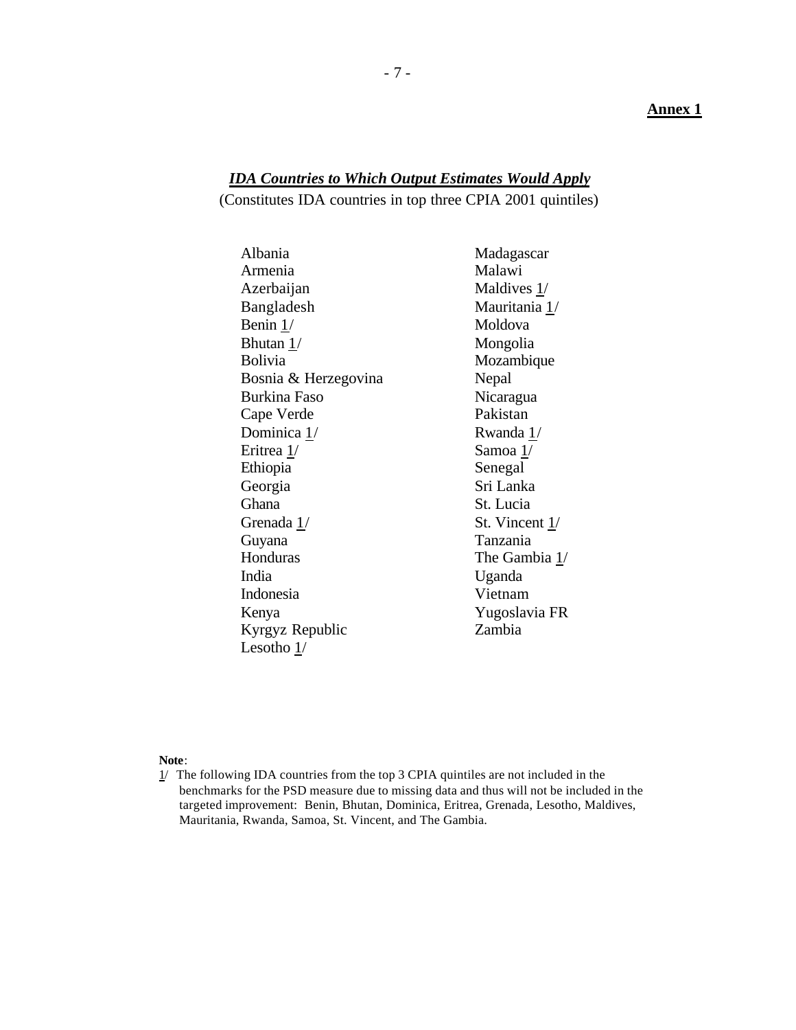**Annex 1**

## *IDA Countries to Which Output Estimates Would Apply*

(Constitutes IDA countries in top three CPIA 2001 quintiles)

- Albania
- Armenia
- Azerbaijan
- Bangladesh
- Benin 1/
- Bhutan 1/
- Bolivia
- Bosnia & Herzegovina
- Burkina Faso
- Cape Verde
- Dominica 1/
- Eritrea 1/
- Ethiopia
- Georgia
- Ghana
- Grenada 1/
- Guyana
- Honduras
- India
- Indonesia
- Kenya
- Kyrgyz Republic
- Lesotho 1/
- Madagascar
- Malawi
- Maldives 1/
- Mauritania 1/
- Moldova
- Mongolia
- Mozambique
- Nepal
- Nicaragua
- Pakistan
- Rwanda 1/
- Samoa 1/
- Senegal
- Sri Lanka
- St. Lucia
- St. Vincent 1/
- Tanzania
- The Gambia 1/
- Uganda
- Vietnam
- Yugoslavia FR
- Zambia

**Note**:

1/ The following IDA countries from the top 3 CPIA quintiles are not included in the benchmarks for the PSD measure due to missing data and thus will not be included in the targeted improvement: Benin, Bhutan, Dominica, Eritrea, Grenada, Lesotho, Maldives, Mauritania, Rwanda, Samoa, St. Vincent, and The Gambia.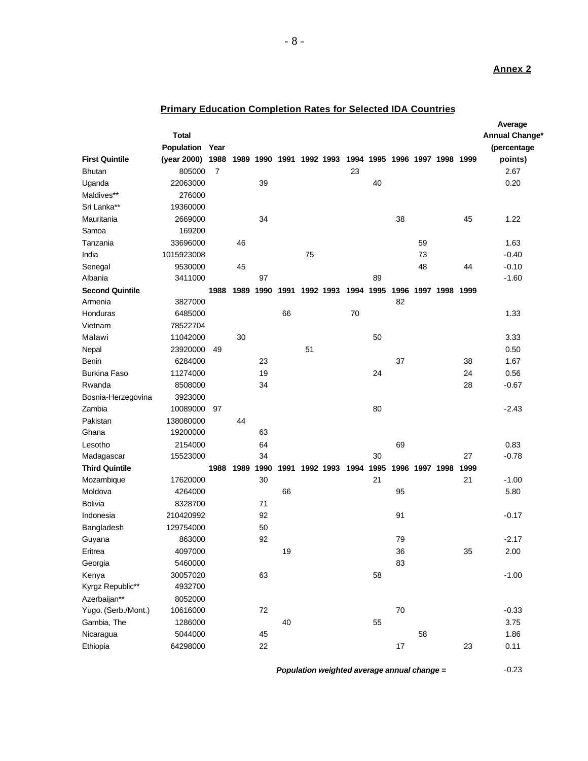**Annex 2**

## Primary Education Completion Rates for Selected IDA Countries

| First Quintile | Total Population (year 2000) | Year 1988 | 1989 | 1990 | 1991 | 1992 | 1993 | 1994 | 1995 | 1996 | 1997 | 1998 | 1999 | Average Annual Change* (percentage points) |
|---|---|---|---|---|---|---|---|---|---|---|---|---|---|---|
| Bhutan | 805000 | 7 | | | | | | 23 | | | | | | 2.67 |
| Uganda | 22063000 | | | 39 | | | | | 40 | | | | | 0.20 |
| Maldives** | 276000 | | | | | | | | | | | | | |
| Sri Lanka** | 19360000 | | | | | | | | | | | | | |
| Mauritania | 2669000 | | | 34 | | | | | | 38 | | | 45 | 1.22 |
| Samoa | 169200 | | | | | | | | | | | | | |
| Tanzania | 33696000 | | 46 | | | | | | | | 59 | | | 1.63 |
| India | 1015923008 | | | | | 75 | | | | | 73 | | | -0.40 |
| Senegal | 9530000 | | 45 | | | | | | | | 48 | | 44 | -0.10 |
| Albania | 3411000 | | | 97 | | | | | 89 | | | | | -1.60 |
| **Second Quintile** | | **1988** | **1989** | **1990** | **1991** | **1992** | **1993** | **1994** | **1995** | **1996** | **1997** | **1998** | **1999** | |
| Armenia | 3827000 | | | | | | | | | 82 | | | | |
| Honduras | 6485000 | | | | 66 | | | 70 | | | | | | 1.33 |
| Vietnam | 78522704 | | | | | | | | | | | | | |
| Malawi | 11042000 | | 30 | | | | | | 50 | | | | | 3.33 |
| Nepal | 23920000 | 49 | | | | 51 | | | | | | | | 0.50 |
| Benin | 6284000 | | | 23 | | | | | | 37 | | | 38 | 1.67 |
| Burkina Faso | 11274000 | | | 19 | | | | | 24 | | | | 24 | 0.56 |
| Rwanda | 8508000 | | | 34 | | | | | | | | | 28 | -0.67 |
| Bosnia-Herzegovina | 3923000 | | | | | | | | | | | | | |
| Zambia | 10089000 | 97 | | | | | | | 80 | | | | | -2.43 |
| Pakistan | 138080000 | | 44 | | | | | | | | | | | |
| Ghana | 19200000 | | | 63 | | | | | | | | | | |
| Lesotho | 2154000 | | | 64 | | | | | | 69 | | | | 0.83 |
| Madagascar | 15523000 | | | 34 | | | | | 30 | | | | 27 | -0.78 |
| **Third Quintile** | | **1988** | **1989** | **1990** | **1991** | **1992** | **1993** | **1994** | **1995** | **1996** | **1997** | **1998** | **1999** | |
| Mozambique | 17620000 | | | 30 | | | | | 21 | | | | 21 | -1.00 |
| Moldova | 4264000 | | | | 66 | | | | | 95 | | | | 5.80 |
| Bolivia | 8328700 | | | 71 | | | | | | | | | | |
| Indonesia | 210420992 | | | 92 | | | | | | 91 | | | | -0.17 |
| Bangladesh | 129754000 | | | 50 | | | | | | | | | | |
| Guyana | 863000 | | | 92 | | | | | | 79 | | | | -2.17 |
| Eritrea | 4097000 | | | | 19 | | | | | 36 | | | 35 | 2.00 |
| Georgia | 5460000 | | | | | | | | | 83 | | | | |
| Kenya | 30057020 | | | 63 | | | | | 58 | | | | | -1.00 |
| Kyrgz Republic** | 4932700 | | | | | | | | | | | | | |
| Azerbaijan** | 8052000 | | | | | | | | | | | | | |
| Yugo. (Serb./Mont.) | 10616000 | | | 72 | | | | | | 70 | | | | -0.33 |
| Gambia, The | 1286000 | | | | 40 | | | | 55 | | | | | 3.75 |
| Nicaragua | 5044000 | | | 45 | | | | | | | 58 | | | 1.86 |
| Ethiopia | 64298000 | | | 22 | | | | | | 17 | | | 23 | 0.11 |

***Population weighted average annual change =*** -0.23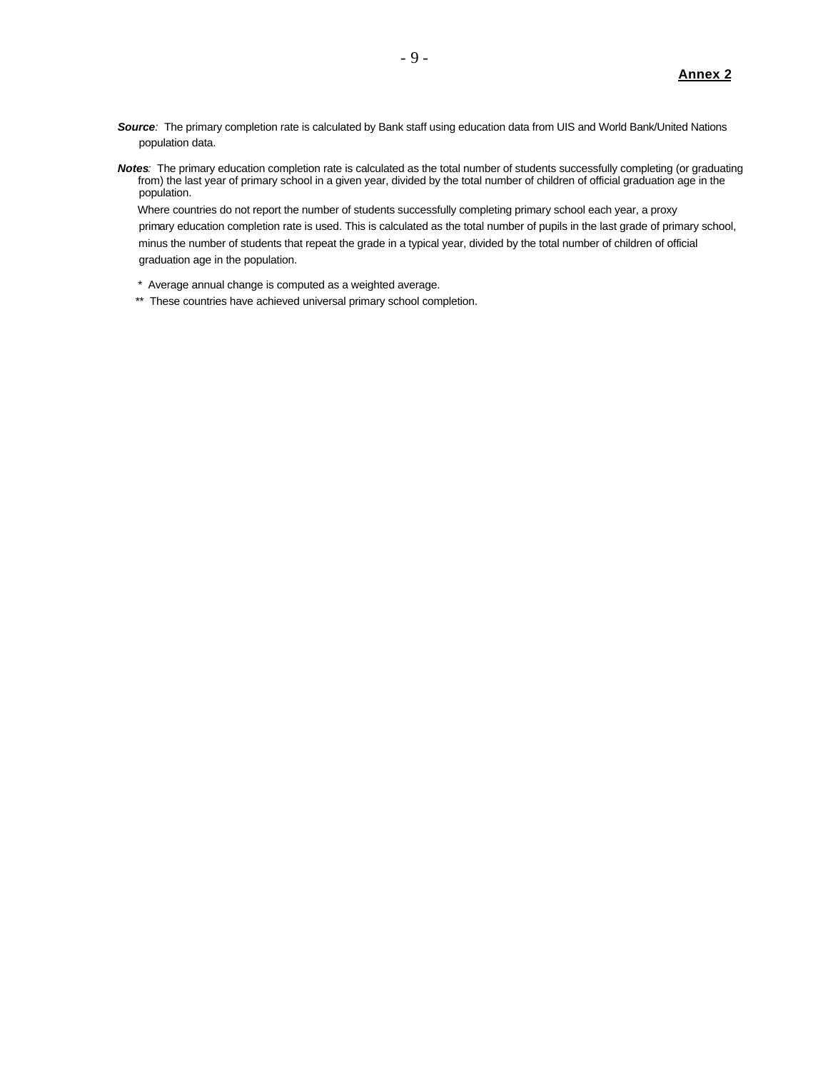**Annex 2**

***Source**:* The primary completion rate is calculated by Bank staff using education data from UIS and World Bank/United Nations population data.

***Notes**:* The primary education completion rate is calculated as the total number of students successfully completing (or graduating from) the last year of primary school in a given year, divided by the total number of children of official graduation age in the population.

Where countries do not report the number of students successfully completing primary school each year, a proxy primary education completion rate is used. This is calculated as the total number of pupils in the last grade of primary school, minus the number of students that repeat the grade in a typical year, divided by the total number of children of official graduation age in the population.

\* Average annual change is computed as a weighted average.

\*\* These countries have achieved universal primary school completion.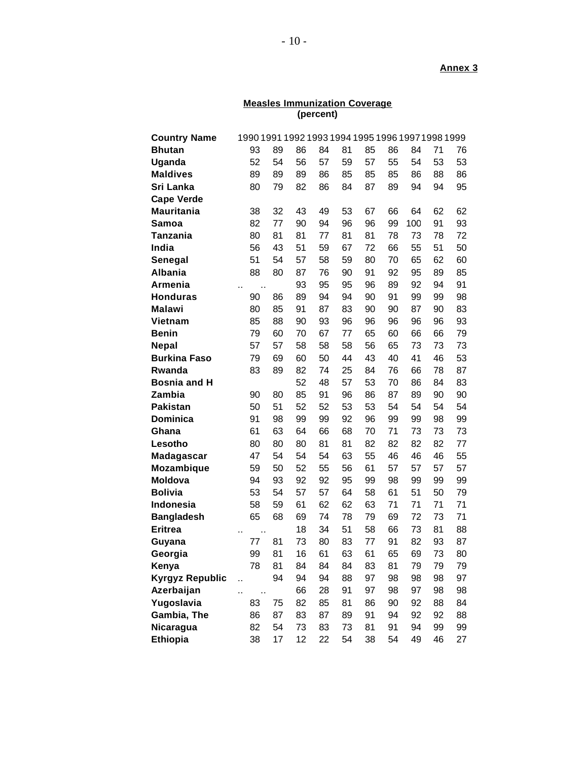**Annex 3**

## Measles Immunization Coverage
**(percent)**

| Country Name | 1990 | 1991 | 1992 | 1993 | 1994 | 1995 | 1996 | 1997 | 1998 | 1999 |
|---|---|---|---|---|---|---|---|---|---|---|
| **Bhutan** | 93 | 89 | 86 | 84 | 81 | 85 | 86 | 84 | 71 | 76 |
| **Uganda** | 52 | 54 | 56 | 57 | 59 | 57 | 55 | 54 | 53 | 53 |
| **Maldives** | 89 | 89 | 89 | 86 | 85 | 85 | 85 | 86 | 88 | 86 |
| **Sri Lanka** | 80 | 79 | 82 | 86 | 84 | 87 | 89 | 94 | 94 | 95 |
| **Cape Verde** | | | | | | | | | | |
| **Mauritania** | 38 | 32 | 43 | 49 | 53 | 67 | 66 | 64 | 62 | 62 |
| **Samoa** | 82 | 77 | 90 | 94 | 96 | 96 | 99 | 100 | 91 | 93 |
| **Tanzania** | 80 | 81 | 81 | 77 | 81 | 81 | 78 | 73 | 78 | 72 |
| **India** | 56 | 43 | 51 | 59 | 67 | 72 | 66 | 55 | 51 | 50 |
| **Senegal** | 51 | 54 | 57 | 58 | 59 | 80 | 70 | 65 | 62 | 60 |
| **Albania** | 88 | 80 | 87 | 76 | 90 | 91 | 92 | 95 | 89 | 85 |
| **Armenia** | .. | .. | 93 | 95 | 95 | 96 | 89 | 92 | 94 | 91 |
| **Honduras** | 90 | 86 | 89 | 94 | 94 | 90 | 91 | 99 | 99 | 98 |
| **Malawi** | 80 | 85 | 91 | 87 | 83 | 90 | 90 | 87 | 90 | 83 |
| **Vietnam** | 85 | 88 | 90 | 93 | 96 | 96 | 96 | 96 | 96 | 93 |
| **Benin** | 79 | 60 | 70 | 67 | 77 | 65 | 60 | 66 | 66 | 79 |
| **Nepal** | 57 | 57 | 58 | 58 | 58 | 56 | 65 | 73 | 73 | 73 |
| **Burkina Faso** | 79 | 69 | 60 | 50 | 44 | 43 | 40 | 41 | 46 | 53 |
| **Rwanda** | 83 | 89 | 82 | 74 | 25 | 84 | 76 | 66 | 78 | 87 |
| **Bosnia and H** | | | 52 | 48 | 57 | 53 | 70 | 86 | 84 | 83 |
| **Zambia** | 90 | 80 | 85 | 91 | 96 | 86 | 87 | 89 | 90 | 90 |
| **Pakistan** | 50 | 51 | 52 | 52 | 53 | 53 | 54 | 54 | 54 | 54 |
| **Dominica** | 91 | 98 | 99 | 99 | 92 | 96 | 99 | 99 | 98 | 99 |
| **Ghana** | 61 | 63 | 64 | 66 | 68 | 70 | 71 | 73 | 73 | 73 |
| **Lesotho** | 80 | 80 | 80 | 81 | 81 | 82 | 82 | 82 | 82 | 77 |
| **Madagascar** | 47 | 54 | 54 | 54 | 63 | 55 | 46 | 46 | 46 | 55 |
| **Mozambique** | 59 | 50 | 52 | 55 | 56 | 61 | 57 | 57 | 57 | 57 |
| **Moldova** | 94 | 93 | 92 | 92 | 95 | 99 | 98 | 99 | 99 | 99 |
| **Bolivia** | 53 | 54 | 57 | 57 | 64 | 58 | 61 | 51 | 50 | 79 |
| **Indonesia** | 58 | 59 | 61 | 62 | 62 | 63 | 71 | 71 | 71 | 71 |
| **Bangladesh** | 65 | 68 | 69 | 74 | 78 | 79 | 69 | 72 | 73 | 71 |
| **Eritrea** | .. | .. | 18 | 34 | 51 | 58 | 66 | 73 | 81 | 88 |
| **Guyana** | 77 | 81 | 73 | 80 | 83 | 77 | 91 | 82 | 93 | 87 |
| **Georgia** | 99 | 81 | 16 | 61 | 63 | 61 | 65 | 69 | 73 | 80 |
| **Kenya** | 78 | 81 | 84 | 84 | 84 | 83 | 81 | 79 | 79 | 79 |
| **Kyrgyz Republic** | .. | 94 | 94 | 94 | 88 | 97 | 98 | 98 | 98 | 97 |
| **Azerbaijan** | .. | .. | 66 | 28 | 91 | 97 | 98 | 97 | 98 | 98 |
| **Yugoslavia** | 83 | 75 | 82 | 85 | 81 | 86 | 90 | 92 | 88 | 84 |
| **Gambia, The** | 86 | 87 | 83 | 87 | 89 | 91 | 94 | 92 | 92 | 88 |
| **Nicaragua** | 82 | 54 | 73 | 83 | 73 | 81 | 91 | 94 | 99 | 99 |
| **Ethiopia** | 38 | 17 | 12 | 22 | 54 | 38 | 54 | 49 | 46 | 27 |